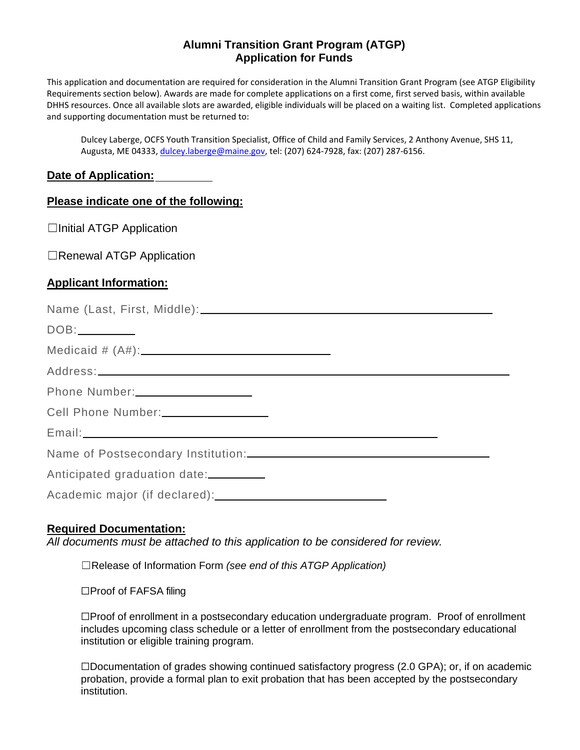# Alumni Transition Grant Program (ATGP)
# Application for Funds

This application and documentation are required for consideration in the Alumni Transition Grant Program (see ATGP Eligibility Requirements section below). Awards are made for complete applications on a first come, first served basis, within available DHHS resources. Once all available slots are awarded, eligible individuals will be placed on a waiting list. Completed applications and supporting documentation must be returned to:

> Dulcey Laberge, OCFS Youth Transition Specialist, Office of Child and Family Services, 2 Anthony Avenue, SHS 11, Augusta, ME 04333, dulcey.laberge@maine.gov, tel: (207) 624-7928, fax: (207) 287-6156.

**Date of Application:** __________

**Please indicate one of the following:**

☐Initial ATGP Application

☐Renewal ATGP Application

**Applicant Information:**

Name (Last, First, Middle): ______________________________

DOB: __________

Medicaid # (A#): ______________________________

Address: ______________________________

Phone Number: ______________________________

Cell Phone Number: ______________________________

Email: ______________________________

Name of Postsecondary Institution: ______________________________

Anticipated graduation date: __________

Academic major (if declared): ______________________________

**Required Documentation:**

*All documents must be attached to this application to be considered for review.*

☐Release of Information Form *(see end of this ATGP Application)*

☐Proof of FAFSA filing

☐Proof of enrollment in a postsecondary education undergraduate program. Proof of enrollment includes upcoming class schedule or a letter of enrollment from the postsecondary educational institution or eligible training program.

☐Documentation of grades showing continued satisfactory progress (2.0 GPA); or, if on academic probation, provide a formal plan to exit probation that has been accepted by the postsecondary institution.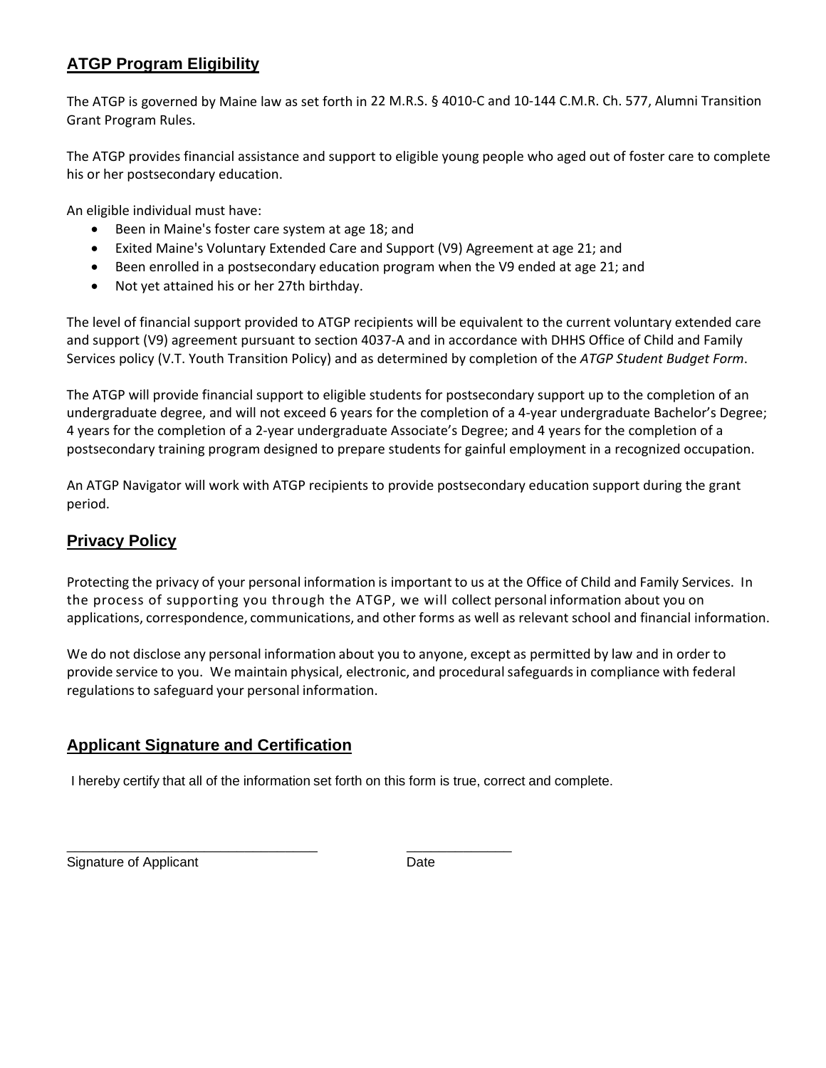## ATGP Program Eligibility

The ATGP is governed by Maine law as set forth in 22 M.R.S. § 4010-C and 10-144 C.M.R. Ch. 577, Alumni Transition Grant Program Rules.

The ATGP provides financial assistance and support to eligible young people who aged out of foster care to complete his or her postsecondary education.

An eligible individual must have:

- Been in Maine's foster care system at age 18; and
- Exited Maine's Voluntary Extended Care and Support (V9) Agreement at age 21; and
- Been enrolled in a postsecondary education program when the V9 ended at age 21; and
- Not yet attained his or her 27th birthday.

The level of financial support provided to ATGP recipients will be equivalent to the current voluntary extended care and support (V9) agreement pursuant to section 4037-A and in accordance with DHHS Office of Child and Family Services policy (V.T. Youth Transition Policy) and as determined by completion of the *ATGP Student Budget Form*.

The ATGP will provide financial support to eligible students for postsecondary support up to the completion of an undergraduate degree, and will not exceed 6 years for the completion of a 4-year undergraduate Bachelor's Degree; 4 years for the completion of a 2-year undergraduate Associate's Degree; and 4 years for the completion of a postsecondary training program designed to prepare students for gainful employment in a recognized occupation.

An ATGP Navigator will work with ATGP recipients to provide postsecondary education support during the grant period.

## Privacy Policy

Protecting the privacy of your personal information is important to us at the Office of Child and Family Services. In the process of supporting you through the ATGP, we will collect personal information about you on applications, correspondence, communications, and other forms as well as relevant school and financial information.

We do not disclose any personal information about you to anyone, except as permitted by law and in order to provide service to you. We maintain physical, electronic, and procedural safeguards in compliance with federal regulations to safeguard your personal information.

## Applicant Signature and Certification

I hereby certify that all of the information set forth on this form is true, correct and complete.

\_\_\_\_\_\_\_\_\_\_\_\_\_\_\_\_\_\_\_\_\_\_\_\_\_\_\_\_\_\_\_\_\_\_\_ &nbsp;&nbsp;&nbsp;&nbsp; \_\_\_\_\_\_\_\_\_\_\_\_\_\_

Signature of Applicant &nbsp;&nbsp;&nbsp;&nbsp; Date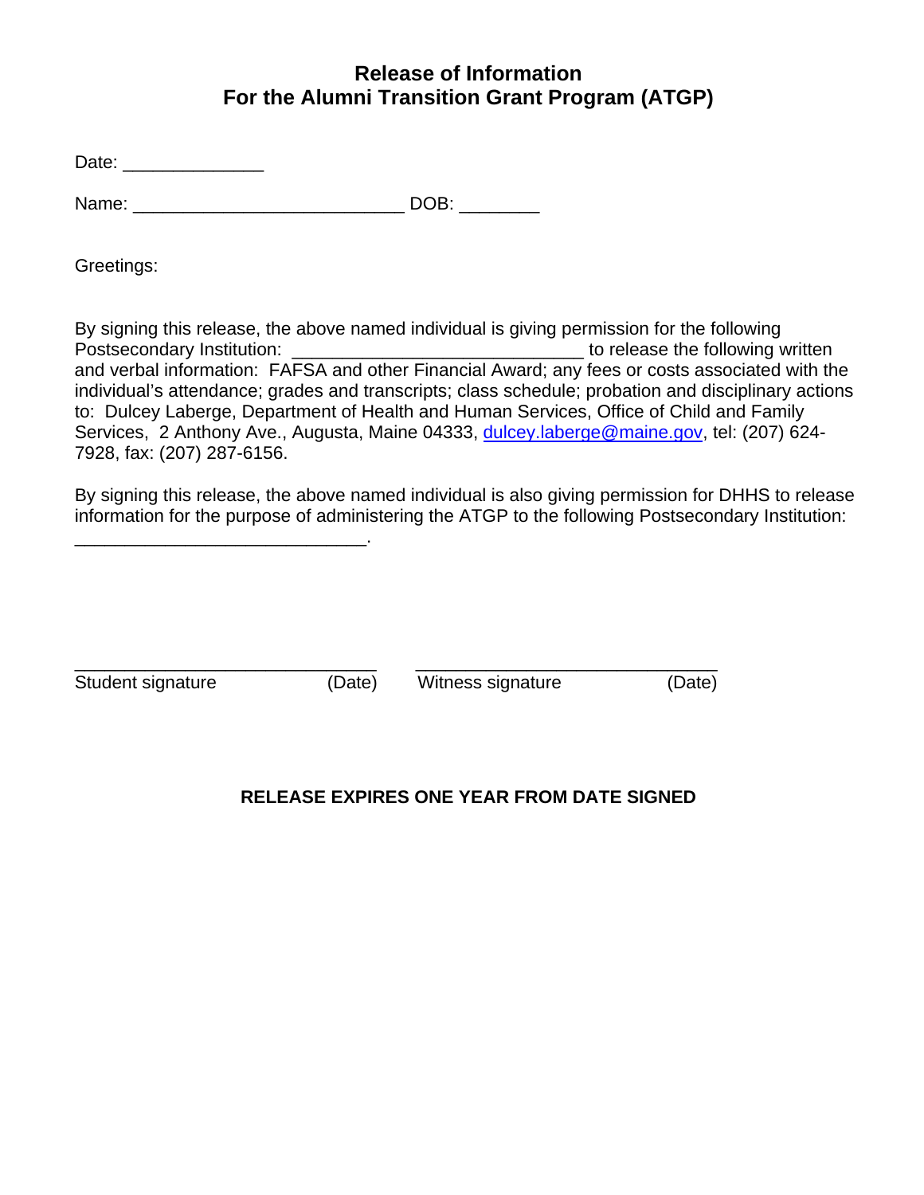# Release of Information
## For the Alumni Transition Grant Program (ATGP)

Date: ______________

Name: ___________________________ DOB: ________

Greetings:

By signing this release, the above named individual is giving permission for the following Postsecondary Institution: _____________________________ to release the following written and verbal information: FAFSA and other Financial Award; any fees or costs associated with the individual's attendance; grades and transcripts; class schedule; probation and disciplinary actions to: Dulcey Laberge, Department of Health and Human Services, Office of Child and Family Services, 2 Anthony Ave., Augusta, Maine 04333, dulcey.laberge@maine.gov, tel: (207) 624-7928, fax: (207) 287-6156.

By signing this release, the above named individual is also giving permission for DHHS to release information for the purpose of administering the ATGP to the following Postsecondary Institution: _____________________________.

______________________________ ______________________________
Student signature (Date) Witness signature (Date)

**RELEASE EXPIRES ONE YEAR FROM DATE SIGNED**